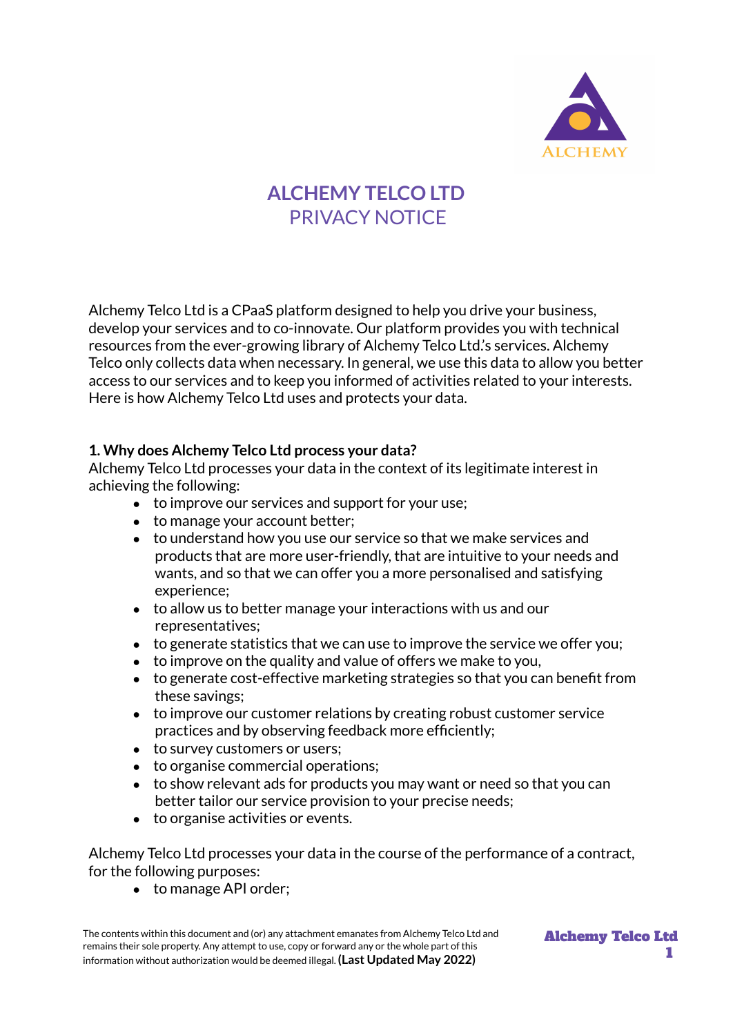# ALCHEMY TELCO LTD
## PRIVACY NOTICE

Alchemy Telco Ltd is a CPaaS platform designed to help you drive your business, develop your services and to co-innovate. Our platform provides you with technical resources from the ever-growing library of Alchemy Telco Ltd.'s services. Alchemy Telco only collects data when necessary. In general, we use this data to allow you better access to our services and to keep you informed of activities related to your interests. Here is how Alchemy Telco Ltd uses and protects your data.

**1. Why does Alchemy Telco Ltd process your data?**

Alchemy Telco Ltd processes your data in the context of its legitimate interest in achieving the following:

- to improve our services and support for your use;
- to manage your account better;
- to understand how you use our service so that we make services and products that are more user-friendly, that are intuitive to your needs and wants, and so that we can offer you a more personalised and satisfying experience;
- to allow us to better manage your interactions with us and our representatives;
- to generate statistics that we can use to improve the service we offer you;
- to improve on the quality and value of offers we make to you,
- to generate cost-effective marketing strategies so that you can benefit from these savings;
- to improve our customer relations by creating robust customer service practices and by observing feedback more efficiently;
- to survey customers or users;
- to organise commercial operations;
- to show relevant ads for products you may want or need so that you can better tailor our service provision to your precise needs;
- to organise activities or events.

Alchemy Telco Ltd processes your data in the course of the performance of a contract, for the following purposes:

- to manage API order;

The contents within this document and (or) any attachment emanates from Alchemy Telco Ltd and remains their sole property. Any attempt to use, copy or forward any or the whole part of this information without authorization would be deemed illegal. **(Last Updated May 2022)**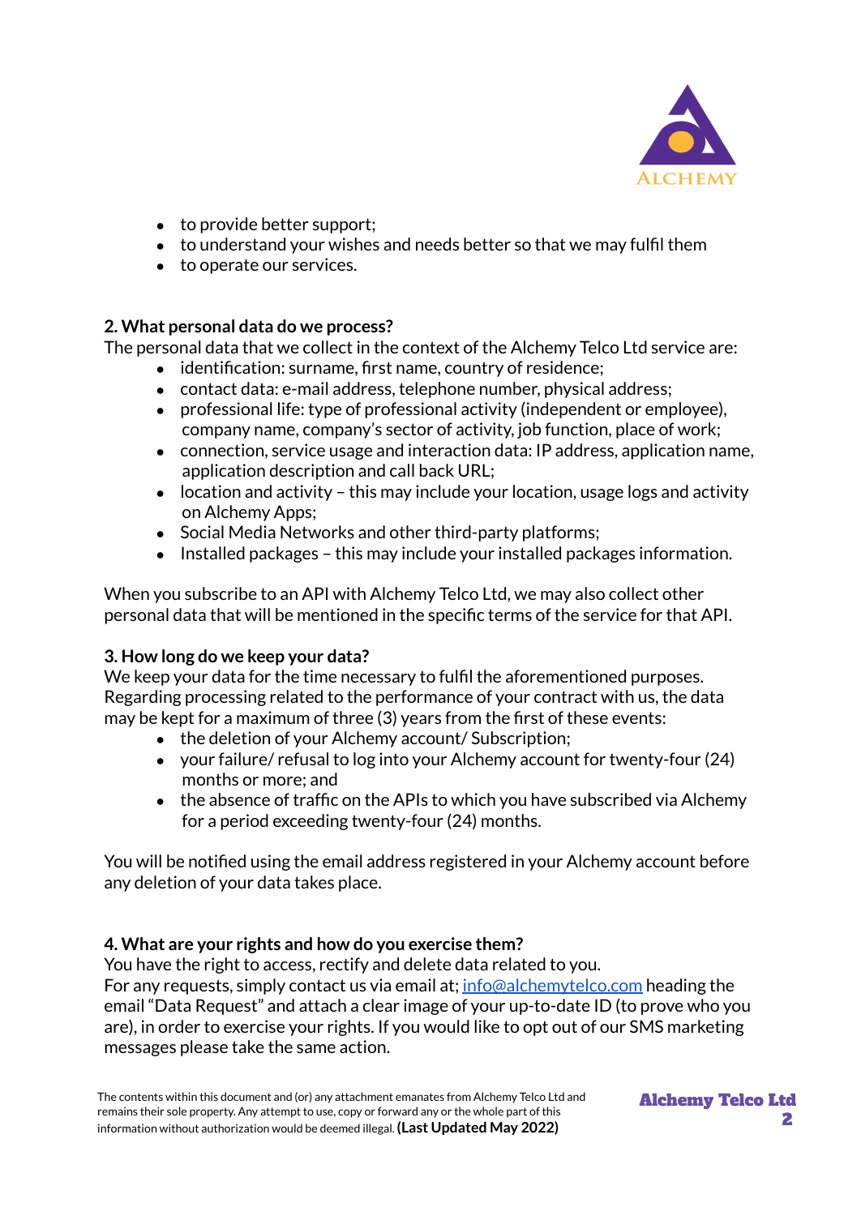- to provide better support;
- to understand your wishes and needs better so that we may fulfil them
- to operate our services.

**2. What personal data do we process?**

The personal data that we collect in the context of the Alchemy Telco Ltd service are:

- identification: surname, first name, country of residence;
- contact data: e-mail address, telephone number, physical address;
- professional life: type of professional activity (independent or employee), company name, company's sector of activity, job function, place of work;
- connection, service usage and interaction data: IP address, application name, application description and call back URL;
- location and activity – this may include your location, usage logs and activity on Alchemy Apps;
- Social Media Networks and other third-party platforms;
- Installed packages – this may include your installed packages information.

When you subscribe to an API with Alchemy Telco Ltd, we may also collect other personal data that will be mentioned in the specific terms of the service for that API.

**3. How long do we keep your data?**

We keep your data for the time necessary to fulfil the aforementioned purposes. Regarding processing related to the performance of your contract with us, the data may be kept for a maximum of three (3) years from the first of these events:

- the deletion of your Alchemy account/ Subscription;
- your failure/ refusal to log into your Alchemy account for twenty-four (24) months or more; and
- the absence of traffic on the APIs to which you have subscribed via Alchemy for a period exceeding twenty-four (24) months.

You will be notified using the email address registered in your Alchemy account before any deletion of your data takes place.

**4. What are your rights and how do you exercise them?**

You have the right to access, rectify and delete data related to you.
For any requests, simply contact us via email at; info@alchemytelco.com heading the email "Data Request" and attach a clear image of your up-to-date ID (to prove who you are), in order to exercise your rights. If you would like to opt out of our SMS marketing messages please take the same action.

The contents within this document and (or) any attachment emanates from Alchemy Telco Ltd and remains their sole property. Any attempt to use, copy or forward any or the whole part of this information without authorization would be deemed illegal. **(Last Updated May 2022)**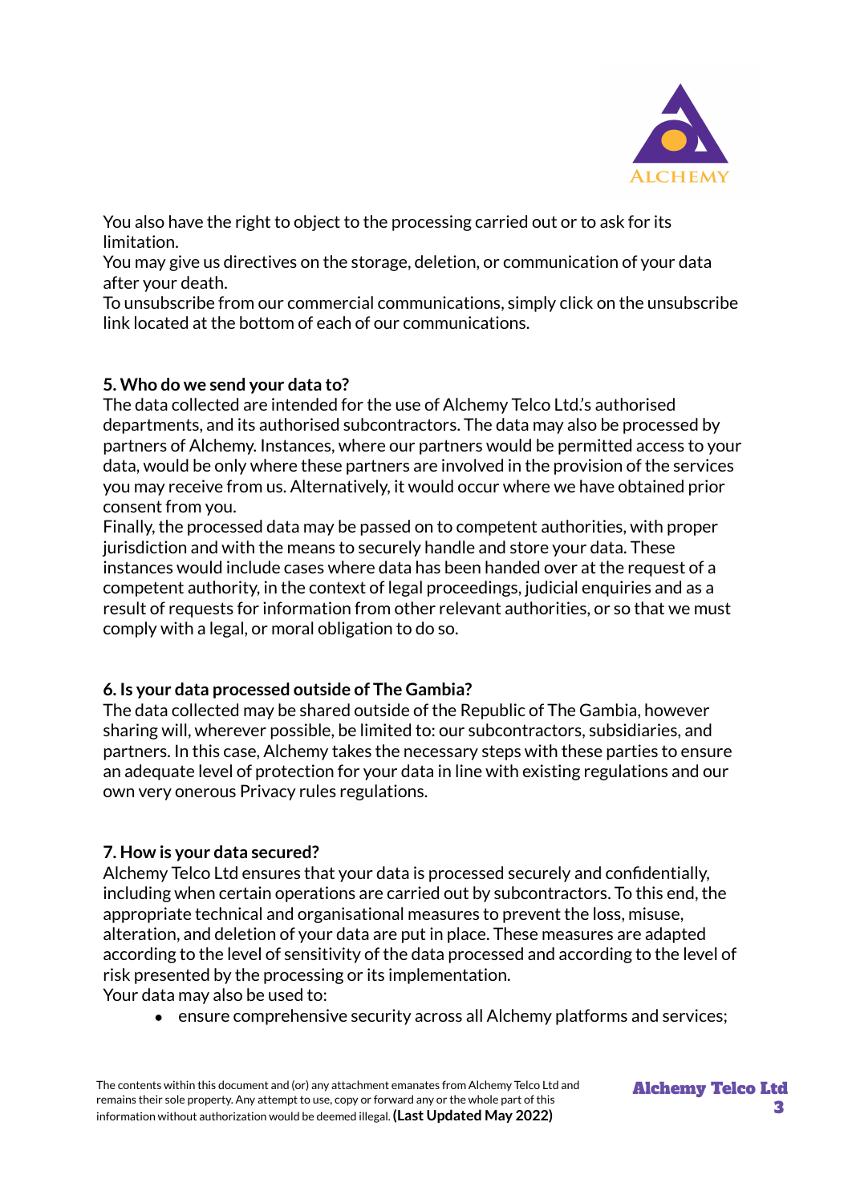You also have the right to object to the processing carried out or to ask for its limitation.
You may give us directives on the storage, deletion, or communication of your data after your death.
To unsubscribe from our commercial communications, simply click on the unsubscribe link located at the bottom of each of our communications.

**5. Who do we send your data to?**
The data collected are intended for the use of Alchemy Telco Ltd.'s authorised departments, and its authorised subcontractors. The data may also be processed by partners of Alchemy. Instances, where our partners would be permitted access to your data, would be only where these partners are involved in the provision of the services you may receive from us. Alternatively, it would occur where we have obtained prior consent from you.
Finally, the processed data may be passed on to competent authorities, with proper jurisdiction and with the means to securely handle and store your data. These instances would include cases where data has been handed over at the request of a competent authority, in the context of legal proceedings, judicial enquiries and as a result of requests for information from other relevant authorities, or so that we must comply with a legal, or moral obligation to do so.

**6. Is your data processed outside of The Gambia?**
The data collected may be shared outside of the Republic of The Gambia, however sharing will, wherever possible, be limited to: our subcontractors, subsidiaries, and partners. In this case, Alchemy takes the necessary steps with these parties to ensure an adequate level of protection for your data in line with existing regulations and our own very onerous Privacy rules regulations.

**7. How is your data secured?**
Alchemy Telco Ltd ensures that your data is processed securely and confidentially, including when certain operations are carried out by subcontractors. To this end, the appropriate technical and organisational measures to prevent the loss, misuse, alteration, and deletion of your data are put in place. These measures are adapted according to the level of sensitivity of the data processed and according to the level of risk presented by the processing or its implementation.
Your data may also be used to:

- ensure comprehensive security across all Alchemy platforms and services;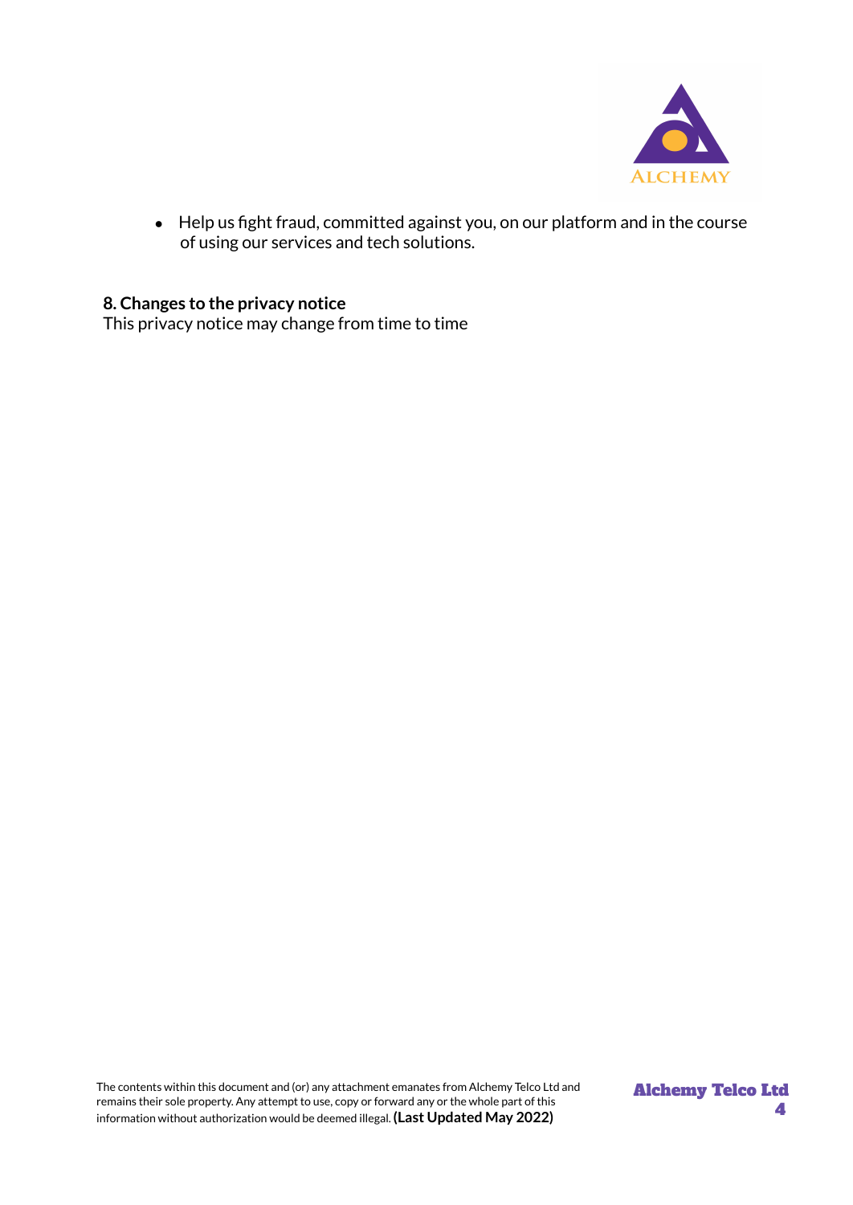- Help us fight fraud, committed against you, on our platform and in the course of using our services and tech solutions.

**8. Changes to the privacy notice**

This privacy notice may change from time to time